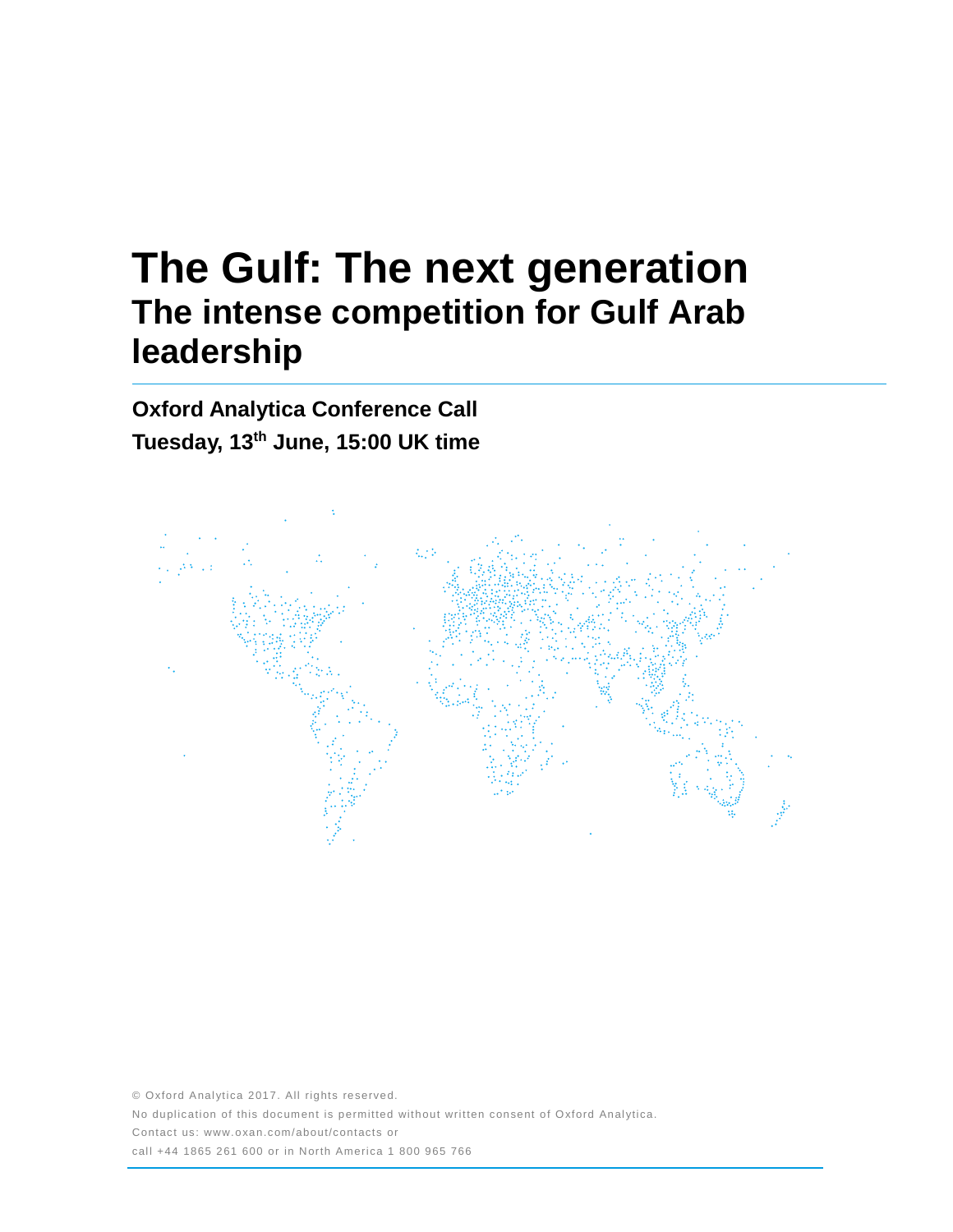# The Gulf: The next generation

## The intense competition for Gulf Arab leadership

**Oxford Analytica Conference Call**

**Tuesday, 13th June, 15:00 UK time**

© Oxford Analytica 2017. All rights reserved.

No duplication of this document is permitted without written consent of Oxford Analytica.

Contact us: www.oxan.com/about/contacts or

call +44 1865 261 600 or in North America 1 800 965 766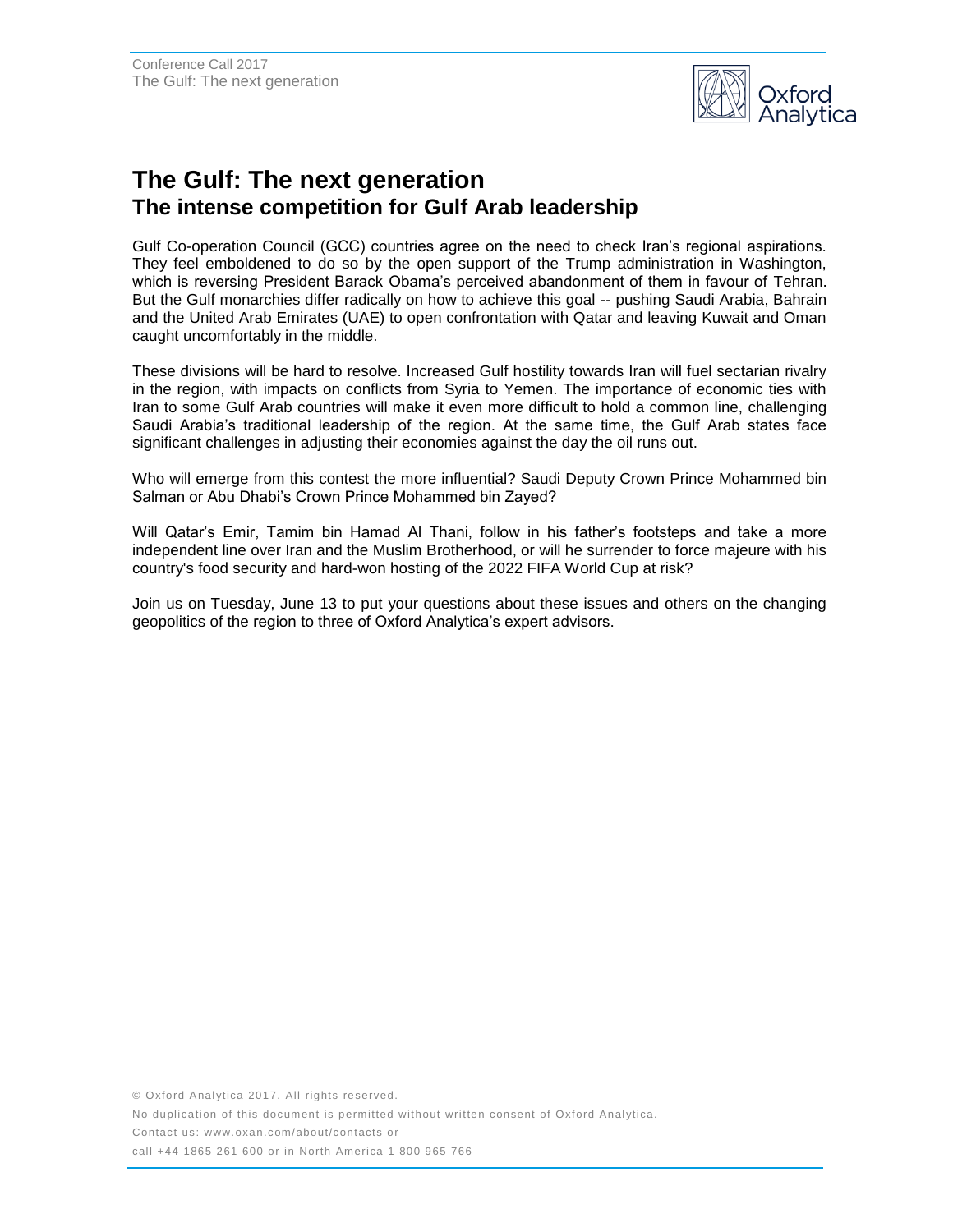# The Gulf: The next generation
## The intense competition for Gulf Arab leadership

Gulf Co-operation Council (GCC) countries agree on the need to check Iran's regional aspirations. They feel emboldened to do so by the open support of the Trump administration in Washington, which is reversing President Barack Obama's perceived abandonment of them in favour of Tehran. But the Gulf monarchies differ radically on how to achieve this goal -- pushing Saudi Arabia, Bahrain and the United Arab Emirates (UAE) to open confrontation with Qatar and leaving Kuwait and Oman caught uncomfortably in the middle.

These divisions will be hard to resolve. Increased Gulf hostility towards Iran will fuel sectarian rivalry in the region, with impacts on conflicts from Syria to Yemen. The importance of economic ties with Iran to some Gulf Arab countries will make it even more difficult to hold a common line, challenging Saudi Arabia's traditional leadership of the region. At the same time, the Gulf Arab states face significant challenges in adjusting their economies against the day the oil runs out.

Who will emerge from this contest the more influential? Saudi Deputy Crown Prince Mohammed bin Salman or Abu Dhabi's Crown Prince Mohammed bin Zayed?

Will Qatar's Emir, Tamim bin Hamad Al Thani, follow in his father's footsteps and take a more independent line over Iran and the Muslim Brotherhood, or will he surrender to force majeure with his country's food security and hard-won hosting of the 2022 FIFA World Cup at risk?

Join us on Tuesday, June 13 to put your questions about these issues and others on the changing geopolitics of the region to three of Oxford Analytica's expert advisors.

© Oxford Analytica 2017. All rights reserved.

No duplication of this document is permitted without written consent of Oxford Analytica.

Contact us: www.oxan.com/about/contacts or

call +44 1865 261 600 or in North America 1 800 965 766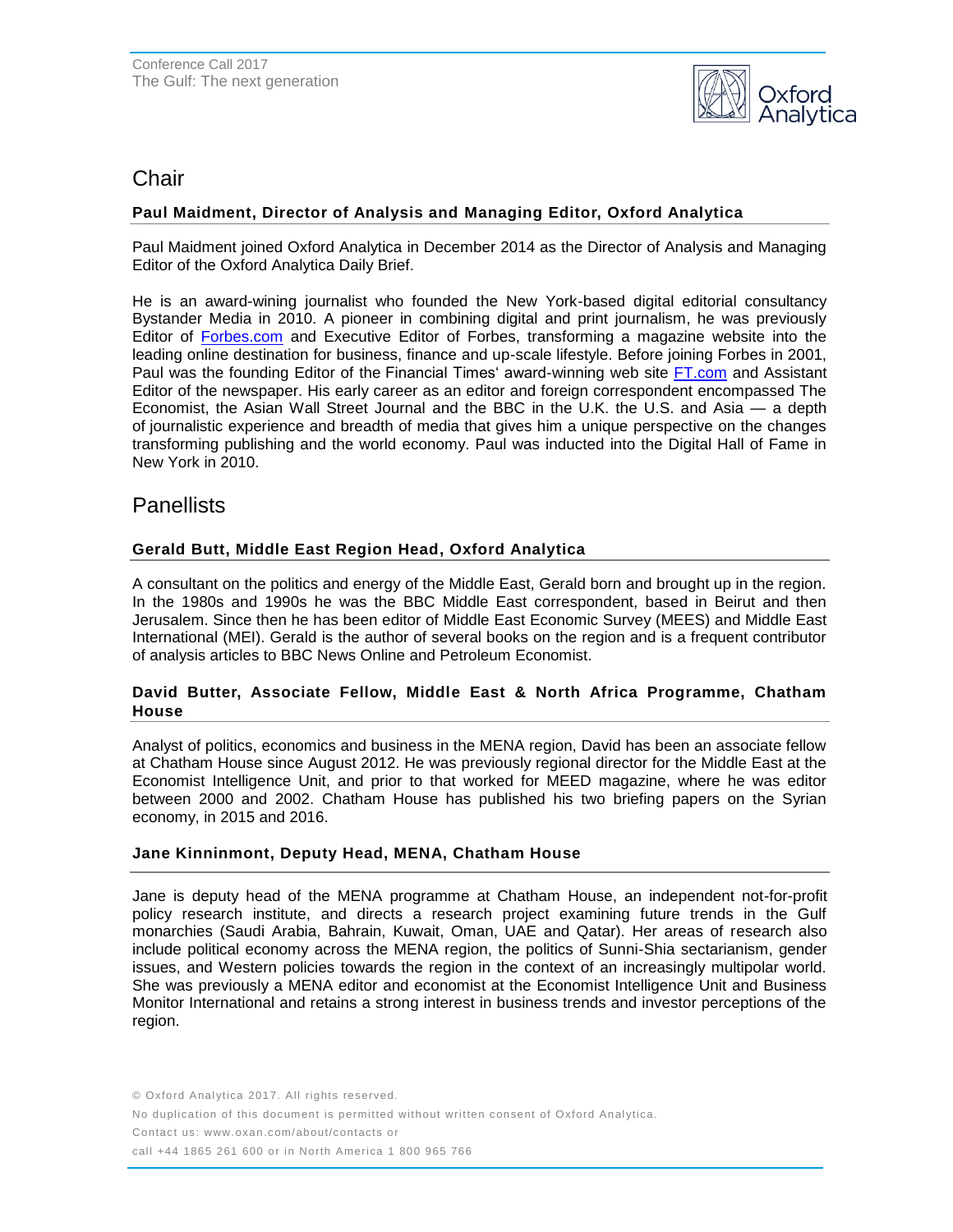## Chair

**Paul Maidment, Director of Analysis and Managing Editor, Oxford Analytica**

Paul Maidment joined Oxford Analytica in December 2014 as the Director of Analysis and Managing Editor of the Oxford Analytica Daily Brief.

He is an award-wining journalist who founded the New York-based digital editorial consultancy Bystander Media in 2010. A pioneer in combining digital and print journalism, he was previously Editor of Forbes.com and Executive Editor of Forbes, transforming a magazine website into the leading online destination for business, finance and up-scale lifestyle. Before joining Forbes in 2001, Paul was the founding Editor of the Financial Times' award-winning web site FT.com and Assistant Editor of the newspaper. His early career as an editor and foreign correspondent encompassed The Economist, the Asian Wall Street Journal and the BBC in the U.K. the U.S. and Asia — a depth of journalistic experience and breadth of media that gives him a unique perspective on the changes transforming publishing and the world economy. Paul was inducted into the Digital Hall of Fame in New York in 2010.

## Panellists

**Gerald Butt, Middle East Region Head, Oxford Analytica**

A consultant on the politics and energy of the Middle East, Gerald born and brought up in the region. In the 1980s and 1990s he was the BBC Middle East correspondent, based in Beirut and then Jerusalem. Since then he has been editor of Middle East Economic Survey (MEES) and Middle East International (MEI). Gerald is the author of several books on the region and is a frequent contributor of analysis articles to BBC News Online and Petroleum Economist.

**David Butter, Associate Fellow, Middle East & North Africa Programme, Chatham House**

Analyst of politics, economics and business in the MENA region, David has been an associate fellow at Chatham House since August 2012. He was previously regional director for the Middle East at the Economist Intelligence Unit, and prior to that worked for MEED magazine, where he was editor between 2000 and 2002. Chatham House has published his two briefing papers on the Syrian economy, in 2015 and 2016.

**Jane Kinninmont, Deputy Head, MENA, Chatham House**

Jane is deputy head of the MENA programme at Chatham House, an independent not-for-profit policy research institute, and directs a research project examining future trends in the Gulf monarchies (Saudi Arabia, Bahrain, Kuwait, Oman, UAE and Qatar). Her areas of research also include political economy across the MENA region, the politics of Sunni-Shia sectarianism, gender issues, and Western policies towards the region in the context of an increasingly multipolar world. She was previously a MENA editor and economist at the Economist Intelligence Unit and Business Monitor International and retains a strong interest in business trends and investor perceptions of the region.